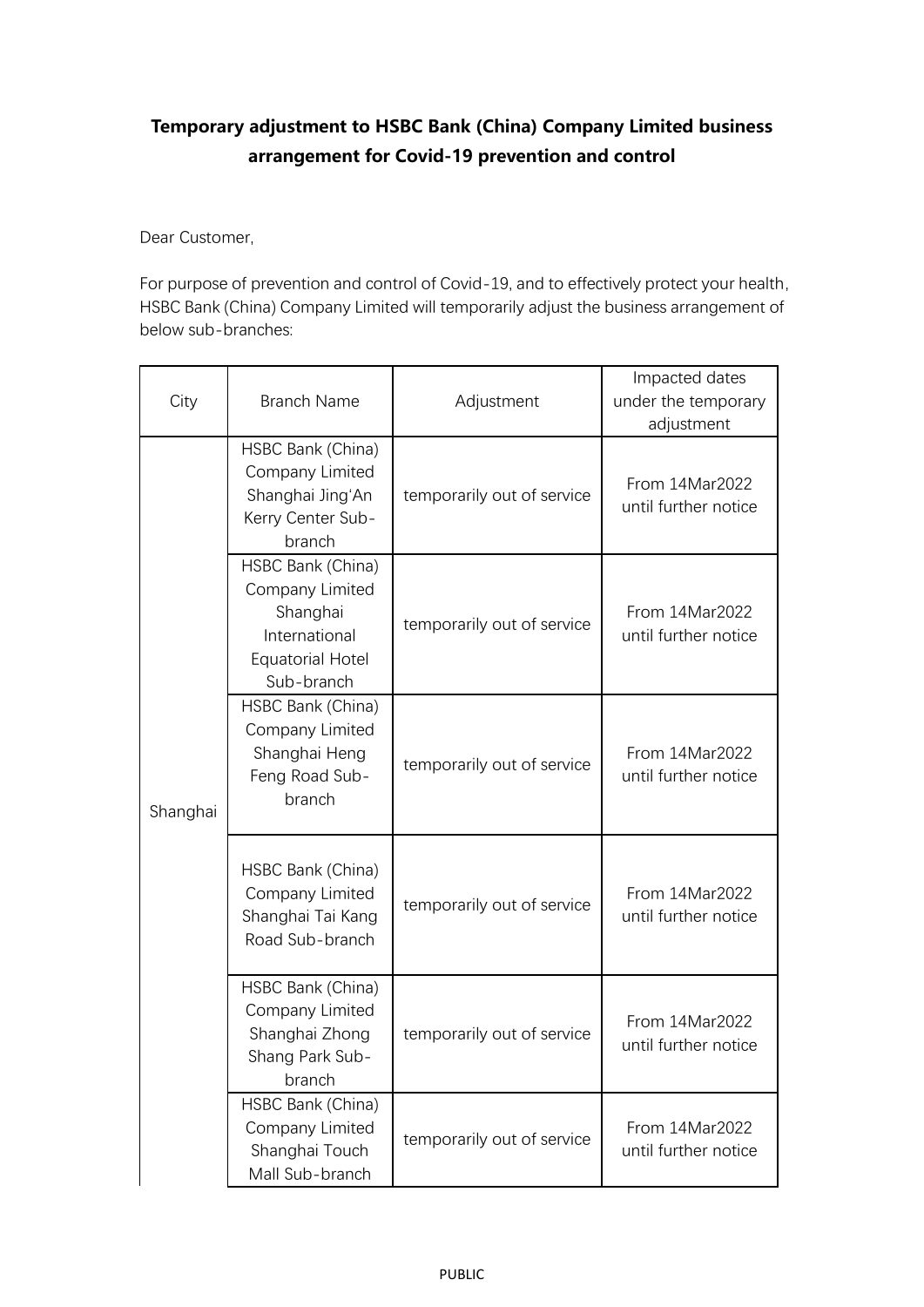**Temporary adjustment to HSBC Bank (China) Company Limited business arrangement for Covid-19 prevention and control**

Dear Customer,

For purpose of prevention and control of Covid-19, and to effectively protect your health, HSBC Bank (China) Company Limited will temporarily adjust the business arrangement of below sub-branches:

| City | Branch Name | Adjustment | Impacted dates under the temporary adjustment |
|---|---|---|---|
| Shanghai | HSBC Bank (China) Company Limited Shanghai Jing'An Kerry Center Sub-branch | temporarily out of service | From 14Mar2022 until further notice |
| | HSBC Bank (China) Company Limited Shanghai International Equatorial Hotel Sub-branch | temporarily out of service | From 14Mar2022 until further notice |
| | HSBC Bank (China) Company Limited Shanghai Heng Feng Road Sub-branch | temporarily out of service | From 14Mar2022 until further notice |
| | HSBC Bank (China) Company Limited Shanghai Tai Kang Road Sub-branch | temporarily out of service | From 14Mar2022 until further notice |
| | HSBC Bank (China) Company Limited Shanghai Zhong Shang Park Sub-branch | temporarily out of service | From 14Mar2022 until further notice |
| | HSBC Bank (China) Company Limited Shanghai Touch Mall Sub-branch | temporarily out of service | From 14Mar2022 until further notice |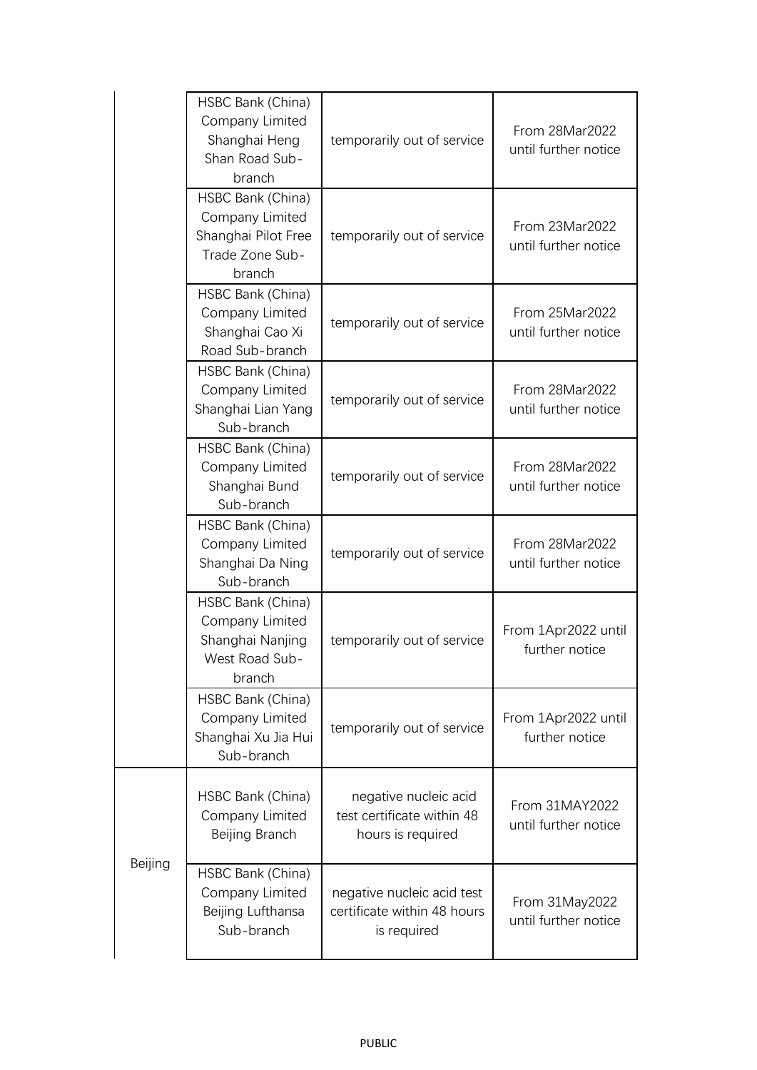| | | | |
|---|---|---|---|
| | HSBC Bank (China) Company Limited Shanghai Heng Shan Road Sub-branch | temporarily out of service | From 28Mar2022 until further notice |
| | HSBC Bank (China) Company Limited Shanghai Pilot Free Trade Zone Sub-branch | temporarily out of service | From 23Mar2022 until further notice |
| | HSBC Bank (China) Company Limited Shanghai Cao Xi Road Sub-branch | temporarily out of service | From 25Mar2022 until further notice |
| | HSBC Bank (China) Company Limited Shanghai Lian Yang Sub-branch | temporarily out of service | From 28Mar2022 until further notice |
| | HSBC Bank (China) Company Limited Shanghai Bund Sub-branch | temporarily out of service | From 28Mar2022 until further notice |
| | HSBC Bank (China) Company Limited Shanghai Da Ning Sub-branch | temporarily out of service | From 28Mar2022 until further notice |
| | HSBC Bank (China) Company Limited Shanghai Nanjing West Road Sub-branch | temporarily out of service | From 1Apr2022 until further notice |
| | HSBC Bank (China) Company Limited Shanghai Xu Jia Hui Sub-branch | temporarily out of service | From 1Apr2022 until further notice |
| Beijing | HSBC Bank (China) Company Limited Beijing Branch | negative nucleic acid test certificate within 48 hours is required | From 31MAY2022 until further notice |
| | HSBC Bank (China) Company Limited Beijing Lufthansa Sub-branch | negative nucleic acid test certificate within 48 hours is required | From 31May2022 until further notice |

PUBLIC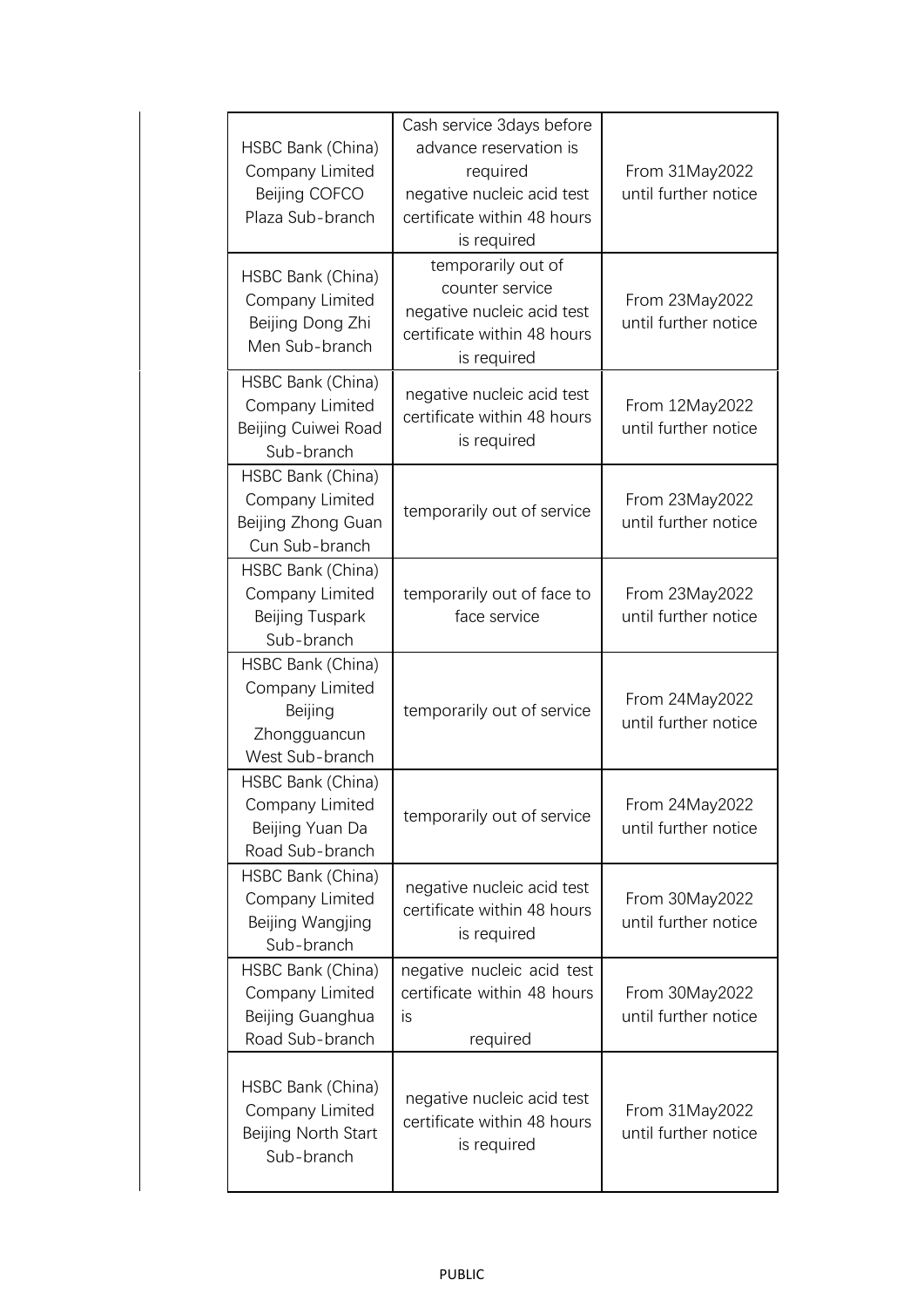| HSBC Bank (China) Company Limited Beijing COFCO Plaza Sub-branch | Cash service 3days before advance reservation is required negative nucleic acid test certificate within 48 hours is required | From 31May2022 until further notice |
|---|---|---|
| HSBC Bank (China) Company Limited Beijing Dong Zhi Men Sub-branch | temporarily out of counter service negative nucleic acid test certificate within 48 hours is required | From 23May2022 until further notice |
| HSBC Bank (China) Company Limited Beijing Cuiwei Road Sub-branch | negative nucleic acid test certificate within 48 hours is required | From 12May2022 until further notice |
| HSBC Bank (China) Company Limited Beijing Zhong Guan Cun Sub-branch | temporarily out of service | From 23May2022 until further notice |
| HSBC Bank (China) Company Limited Beijing Tuspark Sub-branch | temporarily out of face to face service | From 23May2022 until further notice |
| HSBC Bank (China) Company Limited Beijing Zhongguancun West Sub-branch | temporarily out of service | From 24May2022 until further notice |
| HSBC Bank (China) Company Limited Beijing Yuan Da Road Sub-branch | temporarily out of service | From 24May2022 until further notice |
| HSBC Bank (China) Company Limited Beijing Wangjing Sub-branch | negative nucleic acid test certificate within 48 hours is required | From 30May2022 until further notice |
| HSBC Bank (China) Company Limited Beijing Guanghua Road Sub-branch | negative nucleic acid test certificate within 48 hours is required | From 30May2022 until further notice |
| HSBC Bank (China) Company Limited Beijing North Start Sub-branch | negative nucleic acid test certificate within 48 hours is required | From 31May2022 until further notice |

PUBLIC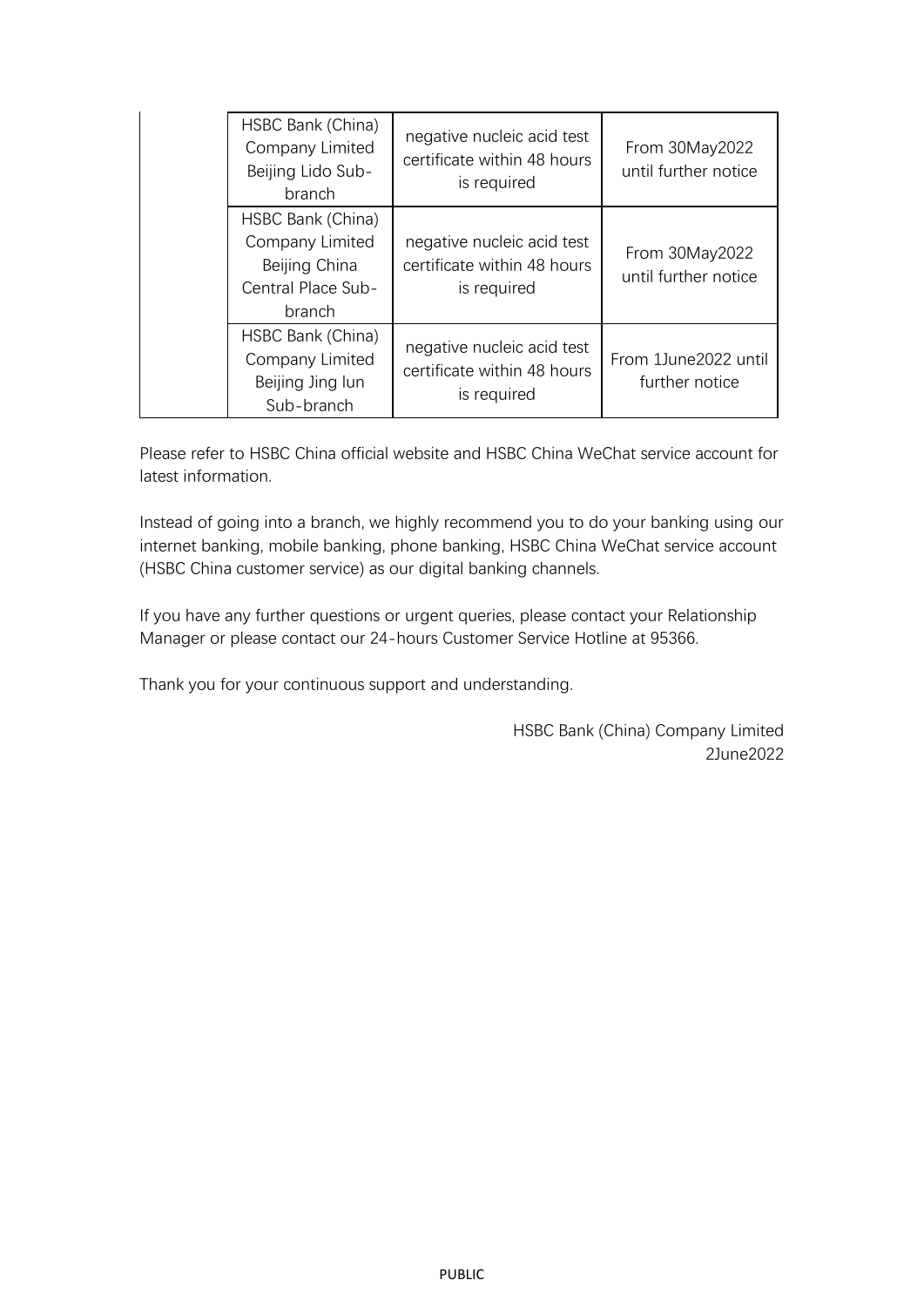| | | | |
|---|---|---|---|
| | HSBC Bank (China) Company Limited Beijing Lido Sub-branch | negative nucleic acid test certificate within 48 hours is required | From 30May2022 until further notice |
| | HSBC Bank (China) Company Limited Beijing China Central Place Sub-branch | negative nucleic acid test certificate within 48 hours is required | From 30May2022 until further notice |
| | HSBC Bank (China) Company Limited Beijing Jing lun Sub-branch | negative nucleic acid test certificate within 48 hours is required | From 1June2022 until further notice |

Please refer to HSBC China official website and HSBC China WeChat service account for latest information.

Instead of going into a branch, we highly recommend you to do your banking using our internet banking, mobile banking, phone banking, HSBC China WeChat service account (HSBC China customer service) as our digital banking channels.

If you have any further questions or urgent queries, please contact your Relationship Manager or please contact our 24-hours Customer Service Hotline at 95366.

Thank you for your continuous support and understanding.

HSBC Bank (China) Company Limited
2June2022

PUBLIC